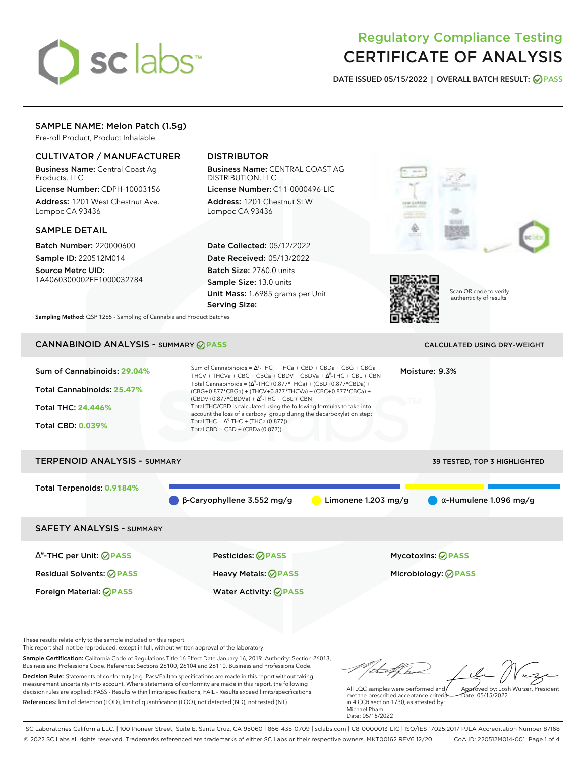# Regulatory Compliance Testing
# CERTIFICATE OF ANALYSIS

**DATE ISSUED 05/15/2022 | OVERALL BATCH RESULT: PASS**

## SAMPLE NAME: Melon Patch (1.5g)

Pre-roll Product, Product Inhalable

### CULTIVATOR / MANUFACTURER

**Business Name:** Central Coast Ag Products, LLC

**License Number:** CDPH-10003156

**Address:** 1201 West Chestnut Ave. Lompoc CA 93436

### DISTRIBUTOR

**Business Name:** CENTRAL COAST AG DISTRIBUTION, LLC

**License Number:** C11-0000496-LIC

**Address:** 1201 Chestnut St W Lompoc CA 93436

### SAMPLE DETAIL

**Batch Number:** 220000600

**Sample ID:** 220512M014

**Source Metrc UID:** 1A4060300002EE1000032784

**Date Collected:** 05/12/2022

**Date Received:** 05/13/2022

**Batch Size:** 2760.0 units

**Sample Size:** 13.0 units

**Unit Mass:** 1.6985 grams per Unit

**Serving Size:**

Scan QR code to verify authenticity of results.

**Sampling Method:** QSP 1265 - Sampling of Cannabis and Product Batches

## CANNABINOID ANALYSIS - SUMMARY PASS

CALCULATED USING DRY-WEIGHT

Sum of Cannabinoids: **29.04%**

Total Cannabinoids: **25.47%**

Total THC: **24.446%**

Total CBD: **0.039%**

Sum of Cannabinoids = $\Delta^9$-THC + THCa + CBD + CBDa + CBG + CBGa + THCV + THCVa + CBC + CBCa + CBDV + CBDVa + $\Delta^8$-THC + CBL + CBN

Total Cannabinoids = ($\Delta^9$-THC+0.877*THCa) + (CBD+0.877*CBDa) + (CBG+0.877*CBGa) + (THCV+0.877*THCVa) + (CBC+0.877*CBCa) + (CBDV+0.877*CBDVa) + $\Delta^8$-THC + CBL + CBN

Total THC/CBD is calculated using the following formulas to take into account the loss of a carboxyl group during the decarboxylation step:

Total THC = $\Delta^9$-THC + (THCa (0.877))

Total CBD = CBD + (CBDa (0.877))

Moisture: 9.3%

## TERPENOID ANALYSIS - SUMMARY

39 TESTED, TOP 3 HIGHLIGHTED

Total Terpenoids: **0.9184%**

β-Caryophyllene 3.552 mg/g | Limonene 1.203 mg/g | α-Humulene 1.096 mg/g

## SAFETY ANALYSIS - SUMMARY

| | | |
|---|---|---|
| $\Delta^9$-THC per Unit: PASS | Pesticides: PASS | Mycotoxins: PASS |
| Residual Solvents: PASS | Heavy Metals: PASS | Microbiology: PASS |
| Foreign Material: PASS | Water Activity: PASS | |

These results relate only to the sample included on this report.
This report shall not be reproduced, except in full, without written approval of the laboratory.

**Sample Certification:** California Code of Regulations Title 16 Effect Date January 16, 2019. Authority: Section 26013, Business and Professions Code. Reference: Sections 26100, 26104 and 26110, Business and Professions Code.

**Decision Rule:** Statements of conformity (e.g. Pass/Fail) to specifications are made in this report without taking measurement uncertainty into account. Where statements of conformity are made in this report, the following decision rules are applied: PASS - Results within limits/specifications, FAIL - Results exceed limits/specifications.

**References:** limit of detection (LOD), limit of quantification (LOQ), not detected (ND), not tested (NT)

All LQC samples were performed and met the prescribed acceptance criteria in 4 CCR section 1730, as attested by: Michael Pham
Date: 05/15/2022

Approved by: Josh Wurzer, President
Date: 05/15/2022

SC Laboratories California LLC. | 100 Pioneer Street, Suite E, Santa Cruz, CA 95060 | 866-435-0709 | sclabs.com | C8-0000013-LIC | ISO/IES 17025:2017 PJLA Accreditation Number 87168
© 2022 SC Labs all rights reserved. Trademarks referenced are trademarks of either SC Labs or their respective owners. MKT00162 REV6 12/20 CoA ID: 220512M014-001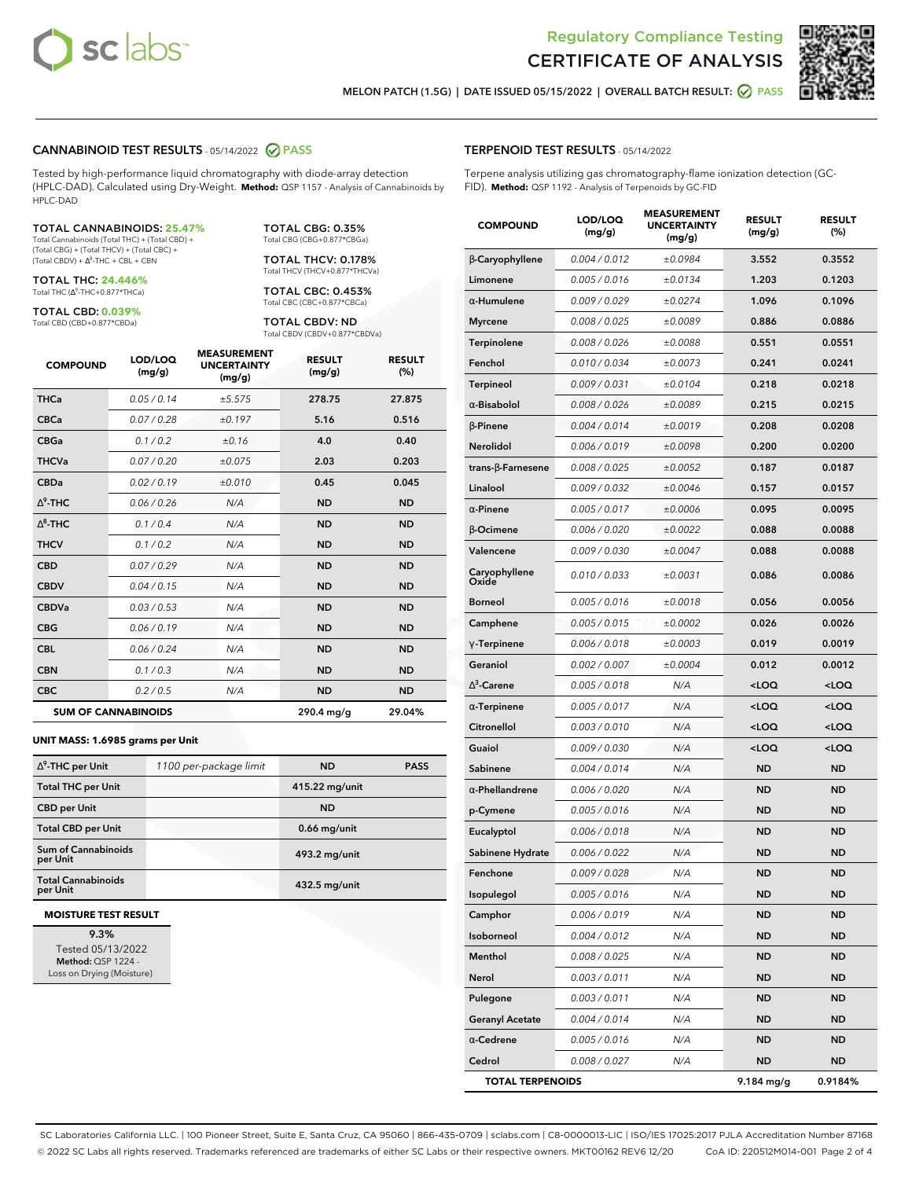Regulatory Compliance Testing

# CERTIFICATE OF ANALYSIS

MELON PATCH (1.5G) | DATE ISSUED 05/15/2022 | OVERALL BATCH RESULT: PASS

## CANNABINOID TEST RESULTS - 05/14/2022 PASS

Tested by high-performance liquid chromatography with diode-array detection (HPLC-DAD). Calculated using Dry-Weight. **Method:** QSP 1157 - Analysis of Cannabinoids by HPLC-DAD

**TOTAL CANNABINOIDS: 25.47%**
Total Cannabinoids (Total THC) + (Total CBD) + (Total CBG) + (Total THCV) + (Total CBC) + (Total CBDV) + Δ⁸-THC + CBL + CBN

**TOTAL THC: 24.446%**
Total THC (Δ⁹-THC+0.877*THCa)

**TOTAL CBD: 0.039%**
Total CBD (CBD+0.877*CBDa)

**TOTAL CBG: 0.35%**
Total CBG (CBG+0.877*CBGa)

**TOTAL THCV: 0.178%**
Total THCV (THCV+0.877*THCVa)

**TOTAL CBC: 0.453%**
Total CBC (CBC+0.877*CBCa)

**TOTAL CBDV: ND**
Total CBDV (CBDV+0.877*CBDVa)

| COMPOUND | LOD/LOQ (mg/g) | MEASUREMENT UNCERTAINTY (mg/g) | RESULT (mg/g) | RESULT (%) |
|---|---|---|---|---|
| THCa | 0.05 / 0.14 | ±5.575 | 278.75 | 27.875 |
| CBCa | 0.07 / 0.28 | ±0.197 | 5.16 | 0.516 |
| CBGa | 0.1 / 0.2 | ±0.16 | 4.0 | 0.40 |
| THCVa | 0.07 / 0.20 | ±0.075 | 2.03 | 0.203 |
| CBDa | 0.02 / 0.19 | ±0.010 | 0.45 | 0.045 |
| Δ⁹-THC | 0.06 / 0.26 | N/A | ND | ND |
| Δ⁸-THC | 0.1 / 0.4 | N/A | ND | ND |
| THCV | 0.1 / 0.2 | N/A | ND | ND |
| CBD | 0.07 / 0.29 | N/A | ND | ND |
| CBDV | 0.04 / 0.15 | N/A | ND | ND |
| CBDVa | 0.03 / 0.53 | N/A | ND | ND |
| CBG | 0.06 / 0.19 | N/A | ND | ND |
| CBL | 0.06 / 0.24 | N/A | ND | ND |
| CBN | 0.1 / 0.3 | N/A | ND | ND |
| CBC | 0.2 / 0.5 | N/A | ND | ND |
| **SUM OF CANNABINOIDS** | | | **290.4 mg/g** | **29.04%** |

**UNIT MASS: 1.6985 grams per Unit**

| | | | |
|---|---|---|---|
| Δ⁹-THC per Unit | 1100 per-package limit | ND | PASS |
| Total THC per Unit | | 415.22 mg/unit | |
| CBD per Unit | | ND | |
| Total CBD per Unit | | 0.66 mg/unit | |
| Sum of Cannabinoids per Unit | | 493.2 mg/unit | |
| Total Cannabinoids per Unit | | 432.5 mg/unit | |

**MOISTURE TEST RESULT**

9.3%
Tested 05/13/2022
**Method:** QSP 1224 - Loss on Drying (Moisture)

## TERPENOID TEST RESULTS - 05/14/2022

Terpene analysis utilizing gas chromatography-flame ionization detection (GC-FID). **Method:** QSP 1192 - Analysis of Terpenoids by GC-FID

| COMPOUND | LOD/LOQ (mg/g) | MEASUREMENT UNCERTAINTY (mg/g) | RESULT (mg/g) | RESULT (%) |
|---|---|---|---|---|
| β-Caryophyllene | 0.004 / 0.012 | ±0.0984 | 3.552 | 0.3552 |
| Limonene | 0.005 / 0.016 | ±0.0134 | 1.203 | 0.1203 |
| α-Humulene | 0.009 / 0.029 | ±0.0274 | 1.096 | 0.1096 |
| Myrcene | 0.008 / 0.025 | ±0.0089 | 0.886 | 0.0886 |
| Terpinolene | 0.008 / 0.026 | ±0.0088 | 0.551 | 0.0551 |
| Fenchol | 0.010 / 0.034 | ±0.0073 | 0.241 | 0.0241 |
| Terpineol | 0.009 / 0.031 | ±0.0104 | 0.218 | 0.0218 |
| α-Bisabolol | 0.008 / 0.026 | ±0.0089 | 0.215 | 0.0215 |
| β-Pinene | 0.004 / 0.014 | ±0.0019 | 0.208 | 0.0208 |
| Nerolidol | 0.006 / 0.019 | ±0.0098 | 0.200 | 0.0200 |
| trans-β-Farnesene | 0.008 / 0.025 | ±0.0052 | 0.187 | 0.0187 |
| Linalool | 0.009 / 0.032 | ±0.0046 | 0.157 | 0.0157 |
| α-Pinene | 0.005 / 0.017 | ±0.0006 | 0.095 | 0.0095 |
| β-Ocimene | 0.006 / 0.020 | ±0.0022 | 0.088 | 0.0088 |
| Valencene | 0.009 / 0.030 | ±0.0047 | 0.088 | 0.0088 |
| Caryophyllene Oxide | 0.010 / 0.033 | ±0.0031 | 0.086 | 0.0086 |
| Borneol | 0.005 / 0.016 | ±0.0018 | 0.056 | 0.0056 |
| Camphene | 0.005 / 0.015 | ±0.0002 | 0.026 | 0.0026 |
| γ-Terpinene | 0.006 / 0.018 | ±0.0003 | 0.019 | 0.0019 |
| Geraniol | 0.002 / 0.007 | ±0.0004 | 0.012 | 0.0012 |
| Δ³-Carene | 0.005 / 0.018 | N/A | <LOQ | <LOQ |
| α-Terpinene | 0.005 / 0.017 | N/A | <LOQ | <LOQ |
| Citronellol | 0.003 / 0.010 | N/A | <LOQ | <LOQ |
| Guaiol | 0.009 / 0.030 | N/A | <LOQ | <LOQ |
| Sabinene | 0.004 / 0.014 | N/A | ND | ND |
| α-Phellandrene | 0.006 / 0.020 | N/A | ND | ND |
| p-Cymene | 0.005 / 0.016 | N/A | ND | ND |
| Eucalyptol | 0.006 / 0.018 | N/A | ND | ND |
| Sabinene Hydrate | 0.006 / 0.022 | N/A | ND | ND |
| Fenchone | 0.009 / 0.028 | N/A | ND | ND |
| Isopulegol | 0.005 / 0.016 | N/A | ND | ND |
| Camphor | 0.006 / 0.019 | N/A | ND | ND |
| Isoborneol | 0.004 / 0.012 | N/A | ND | ND |
| Menthol | 0.008 / 0.025 | N/A | ND | ND |
| Nerol | 0.003 / 0.011 | N/A | ND | ND |
| Pulegone | 0.003 / 0.011 | N/A | ND | ND |
| Geranyl Acetate | 0.004 / 0.014 | N/A | ND | ND |
| α-Cedrene | 0.005 / 0.016 | N/A | ND | ND |
| Cedrol | 0.008 / 0.027 | N/A | ND | ND |
| **TOTAL TERPENOIDS** | | | **9.184 mg/g** | **0.9184%** |

SC Laboratories California LLC. | 100 Pioneer Street, Suite E, Santa Cruz, CA 95060 | 866-435-0709 | sclabs.com | C8-0000013-LIC | ISO/IES 17025:2017 PJLA Accreditation Number 87168
© 2022 SC Labs all rights reserved. Trademarks referenced are trademarks of either SC Labs or their respective owners. MKT00162 REV6 12/20 CoA ID: 220512M014-001